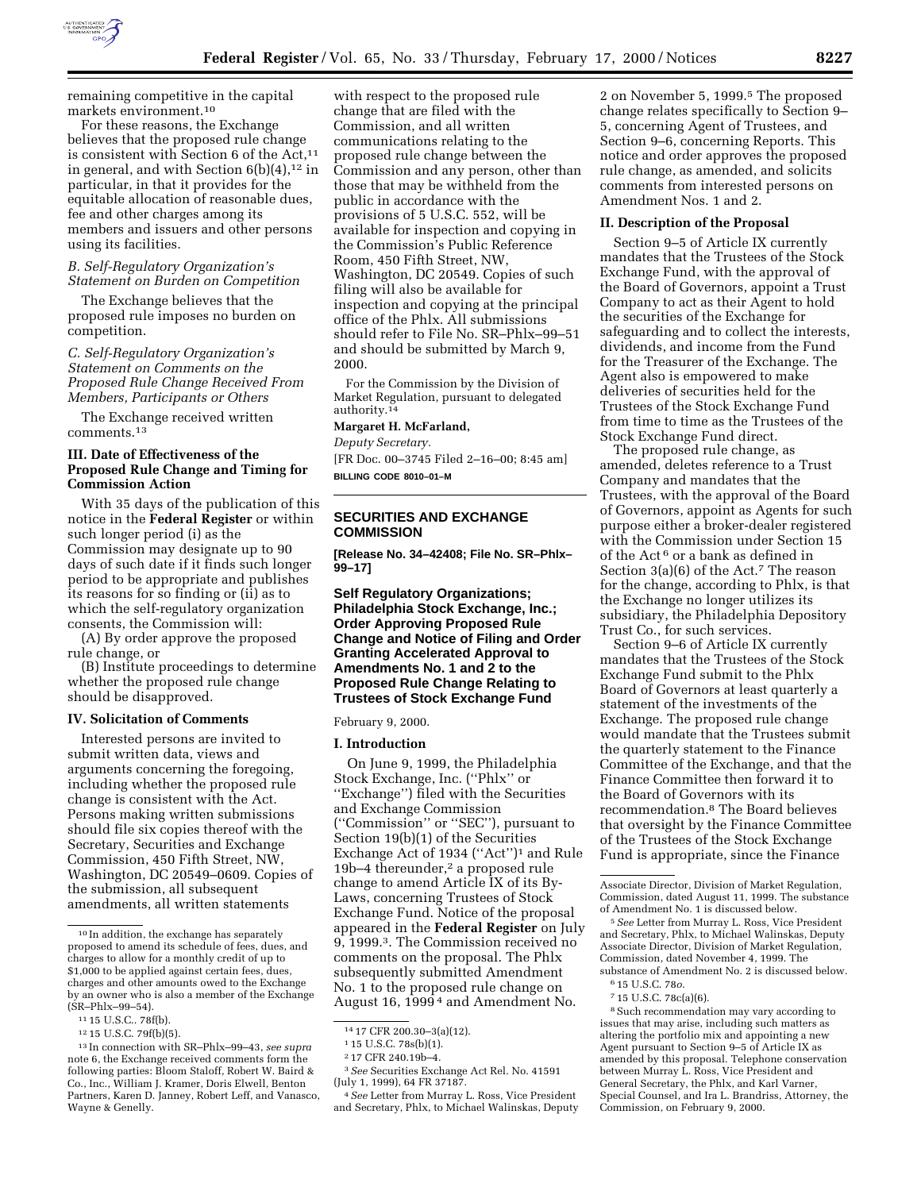remaining competitive in the capital markets environment.[10]

For these reasons, the Exchange believes that the proposed rule change is consistent with Section 6 of the Act,[11] in general, and with Section 6(b)(4),[12] in particular, in that it provides for the equitable allocation of reasonable dues, fee and other charges among its members and issuers and other persons using its facilities.

*B. Self-Regulatory Organization's Statement on Burden on Competition*

The Exchange believes that the proposed rule imposes no burden on competition.

*C. Self-Regulatory Organization's Statement on Comments on the Proposed Rule Change Received From Members, Participants or Others*

The Exchange received written comments.[13]

### III. Date of Effectiveness of the Proposed Rule Change and Timing for Commission Action

With 35 days of the publication of this notice in the **Federal Register** or within such longer period (i) as the Commission may designate up to 90 days of such date if it finds such longer period to be appropriate and publishes its reasons for so finding or (ii) as to which the self-regulatory organization consents, the Commission will:

(A) By order approve the proposed rule change, or

(B) Institute proceedings to determine whether the proposed rule change should be disapproved.

### IV. Solicitation of Comments

Interested persons are invited to submit written data, views and arguments concerning the foregoing, including whether the proposed rule change is consistent with the Act. Persons making written submissions should file six copies thereof with the Secretary, Securities and Exchange Commission, 450 Fifth Street, NW, Washington, DC 20549–0609. Copies of the submission, all subsequent amendments, all written statements with respect to the proposed rule change that are filed with the Commission, and all written communications relating to the proposed rule change between the Commission and any person, other than those that may be withheld from the public in accordance with the provisions of 5 U.S.C. 552, will be available for inspection and copying in the Commission's Public Reference Room, 450 Fifth Street, NW, Washington, DC 20549. Copies of such filing will also be available for inspection and copying at the principal office of the Phlx. All submissions should refer to File No. SR–Phlx–99–51 and should be submitted by March 9, 2000.

For the Commission by the Division of Market Regulation, pursuant to delegated authority.[14]

**Margaret H. McFarland,**

*Deputy Secretary.*

[FR Doc. 00–3745 Filed 2–16–00; 8:45 am]

**BILLING CODE 8010–01–M**

---

## SECURITIES AND EXCHANGE COMMISSION

**[Release No. 34–42408; File No. SR–Phlx–99–17]**

## Self Regulatory Organizations; Philadelphia Stock Exchange, Inc.; Order Approving Proposed Rule Change and Notice of Filing and Order Granting Accelerated Approval to Amendments No. 1 and 2 to the Proposed Rule Change Relating to Trustees of Stock Exchange Fund

February 9, 2000.

### I. Introduction

On June 9, 1999, the Philadelphia Stock Exchange, Inc. (''Phlx'' or ''Exchange'') filed with the Securities and Exchange Commission (''Commission'' or ''SEC''), pursuant to Section 19(b)(1) of the Securities Exchange Act of 1934 (''Act'')[1] and Rule 19b–4 thereunder,[2] a proposed rule change to amend Article IX of its By-Laws, concerning Trustees of Stock Exchange Fund. Notice of the proposal appeared in the **Federal Register** on July 9, 1999.[3]. The Commission received no comments on the proposal. The Phlx subsequently submitted Amendment No. 1 to the proposed rule change on August 16, 1999[4] and Amendment No. 2 on November 5, 1999.[5] The proposed change relates specifically to Section 9–5, concerning Agent of Trustees, and Section 9–6, concerning Reports. This notice and order approves the proposed rule change, as amended, and solicits comments from interested persons on Amendment Nos. 1 and 2.

### II. Description of the Proposal

Section 9–5 of Article IX currently mandates that the Trustees of the Stock Exchange Fund, with the approval of the Board of Governors, appoint a Trust Company to act as their Agent to hold the securities of the Exchange for safeguarding and to collect the interests, dividends, and income from the Fund for the Treasurer of the Exchange. The Agent also is empowered to make deliveries of securities held for the Trustees of the Stock Exchange Fund from time to time as the Trustees of the Stock Exchange Fund direct.

The proposed rule change, as amended, deletes reference to a Trust Company and mandates that the Trustees, with the approval of the Board of Governors, appoint as Agents for such purpose either a broker-dealer registered with the Commission under Section 15 of the Act[6] or a bank as defined in Section 3(a)(6) of the Act.[7] The reason for the change, according to Phlx, is that the Exchange no longer utilizes its subsidiary, the Philadelphia Depository Trust Co., for such services.

Section 9–6 of Article IX currently mandates that the Trustees of the Stock Exchange Fund submit to the Phlx Board of Governors at least quarterly a statement of the investments of the Exchange. The proposed rule change would mandate that the Trustees submit the quarterly statement to the Finance Committee of the Exchange, and that the Finance Committee then forward it to the Board of Governors with its recommendation.[8] The Board believes that oversight by the Finance Committee of the Trustees of the Stock Exchange Fund is appropriate, since the Finance

---

[10] In addition, the exchange has separately proposed to amend its schedule of fees, dues, and charges to allow for a monthly credit of up to $1,000 to be applied against certain fees, dues, charges and other amounts owed to the Exchange by an owner who is also a member of the Exchange (SR–Phlx–99–54).

[11] 15 U.S.C.. 78f(b).

[12] 15 U.S.C. 79f(b)(5).

[13] In connection with SR–Phlx–99–43, *see supra* note 6, the Exchange received comments form the following parties: Bloom Staloff, Robert W. Baird & Co., Inc., William J. Kramer, Doris Elwell, Benton Partners, Karen D. Janney, Robert Leff, and Vanasco, Wayne & Genelly.

[14] 17 CFR 200.30–3(a)(12).

[1] 15 U.S.C. 78s(b)(1).

[2] 17 CFR 240.19b–4.

[3] *See* Securities Exchange Act Rel. No. 41591 (July 1, 1999), 64 FR 37187.

[4] *See* Letter from Murray L. Ross, Vice President and Secretary, Phlx, to Michael Walinskas, Deputy Associate Director, Division of Market Regulation, Commission, dated August 11, 1999. The substance of Amendment No. 1 is discussed below.

[5] *See* Letter from Murray L. Ross, Vice President and Secretary, Phlx, to Michael Walinskas, Deputy Associate Director, Division of Market Regulation, Commission, dated November 4, 1999. The substance of Amendment No. 2 is discussed below.

[6] 15 U.S.C. 78*o*.

[7] 15 U.S.C. 78c(a)(6).

[8] Such recommendation may vary according to issues that may arise, including such matters as altering the portfolio mix and appointing a new Agent pursuant to Section 9–5 of Article IX as amended by this proposal. Telephone conservation between Murray L. Ross, Vice President and General Secretary, the Phlx, and Karl Varner, Special Counsel, and Ira L. Brandriss, Attorney, the Commission, on February 9, 2000.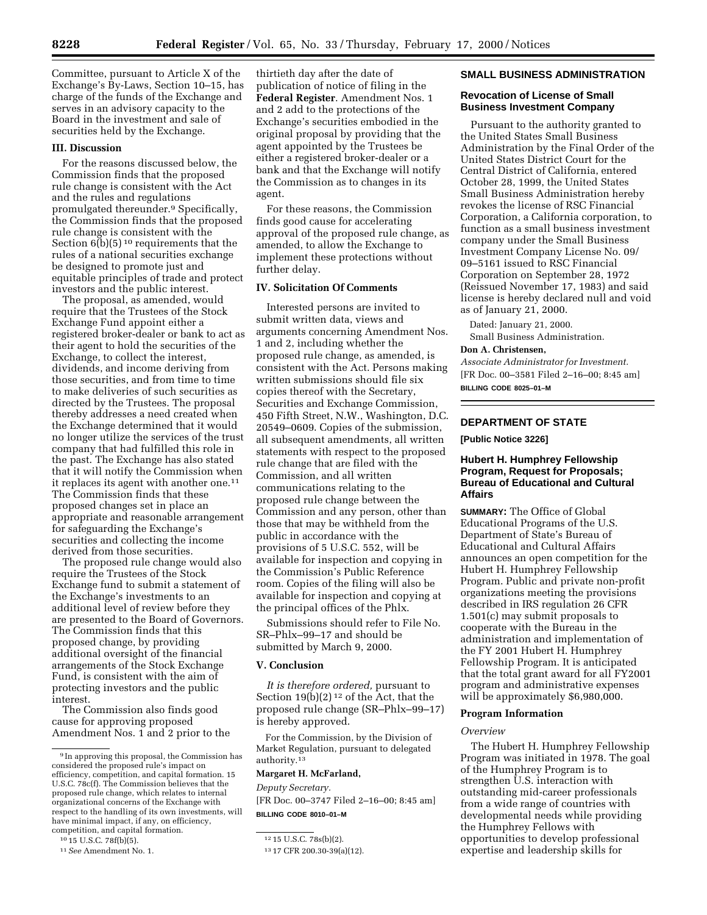Committee, pursuant to Article X of the Exchange's By-Laws, Section 10–15, has charge of the funds of the Exchange and serves in an advisory capacity to the Board in the investment and sale of securities held by the Exchange.

### III. Discussion

For the reasons discussed below, the Commission finds that the proposed rule change is consistent with the Act and the rules and regulations promulgated thereunder.[9] Specifically, the Commission finds that the proposed rule change is consistent with the Section 6(b)(5) [10] requirements that the rules of a national securities exchange be designed to promote just and equitable principles of trade and protect investors and the public interest.

The proposal, as amended, would require that the Trustees of the Stock Exchange Fund appoint either a registered broker-dealer or bank to act as their agent to hold the securities of the Exchange, to collect the interest, dividends, and income deriving from those securities, and from time to time to make deliveries of such securities as directed by the Trustees. The proposal thereby addresses a need created when the Exchange determined that it would no longer utilize the services of the trust company that had fulfilled this role in the past. The Exchange has also stated that it will notify the Commission when it replaces its agent with another one.[11] The Commission finds that these proposed changes set in place an appropriate and reasonable arrangement for safeguarding the Exchange's securities and collecting the income derived from those securities.

The proposed rule change would also require the Trustees of the Stock Exchange fund to submit a statement of the Exchange's investments to an additional level of review before they are presented to the Board of Governors. The Commission finds that this proposed change, by providing additional oversight of the financial arrangements of the Stock Exchange Fund, is consistent with the aim of protecting investors and the public interest.

The Commission also finds good cause for approving proposed Amendment Nos. 1 and 2 prior to the thirtieth day after the date of publication of notice of filing in the **Federal Register**. Amendment Nos. 1 and 2 add to the protections of the Exchange's securities embodied in the original proposal by providing that the agent appointed by the Trustees be either a registered broker-dealer or a bank and that the Exchange will notify the Commission as to changes in its agent.

For these reasons, the Commission finds good cause for accelerating approval of the proposed rule change, as amended, to allow the Exchange to implement these protections without further delay.

### IV. Solicitation Of Comments

Interested persons are invited to submit written data, views and arguments concerning Amendment Nos. 1 and 2, including whether the proposed rule change, as amended, is consistent with the Act. Persons making written submissions should file six copies thereof with the Secretary, Securities and Exchange Commission, 450 Fifth Street, N.W., Washington, D.C. 20549–0609. Copies of the submission, all subsequent amendments, all written statements with respect to the proposed rule change that are filed with the Commission, and all written communications relating to the proposed rule change between the Commission and any person, other than those that may be withheld from the public in accordance with the provisions of 5 U.S.C. 552, will be available for inspection and copying in the Commission's Public Reference room. Copies of the filing will also be available for inspection and copying at the principal offices of the Phlx.

Submissions should refer to File No. SR–Phlx–99–17 and should be submitted by March 9, 2000.

### V. Conclusion

*It is therefore ordered,* pursuant to Section 19(b)(2) [12] of the Act, that the proposed rule change (SR–Phlx–99–17) is hereby approved.

For the Commission, by the Division of Market Regulation, pursuant to delegated authority.[13]

**Margaret H. McFarland,**

*Deputy Secretary.*

[FR Doc. 00–3747 Filed 2–16–00; 8:45 am]

**BILLING CODE 8010–01–M**

---

[9] In approving this proposal, the Commission has considered the proposed rule's impact on efficiency, competition, and capital formation. 15 U.S.C. 78c(f). The Commission believes that the proposed rule change, which relates to internal organizational concerns of the Exchange with respect to the handling of its own investments, will have minimal impact, if any, on efficiency, competition, and capital formation.

[10] 15 U.S.C. 78f(b)(5).

[11] *See* Amendment No. 1.

[12] 15 U.S.C. 78s(b)(2).

[13] 17 CFR 200.30-39(a)(12).

---

## SMALL BUSINESS ADMINISTRATION

### Revocation of License of Small Business Investment Company

Pursuant to the authority granted to the United States Small Business Administration by the Final Order of the United States District Court for the Central District of California, entered October 28, 1999, the United States Small Business Administration hereby revokes the license of RSC Financial Corporation, a California corporation, to function as a small business investment company under the Small Business Investment Company License No. 09/09–5161 issued to RSC Financial Corporation on September 28, 1972 (Reissued November 17, 1983) and said license is hereby declared null and void as of January 21, 2000.

Dated: January 21, 2000.

Small Business Administration.

**Don A. Christensen,**

*Associate Administrator for Investment.*

[FR Doc. 00–3581 Filed 2–16–00; 8:45 am]

**BILLING CODE 8025–01–M**

---

## DEPARTMENT OF STATE

**[Public Notice 3226]**

### Hubert H. Humphrey Fellowship Program, Request for Proposals; Bureau of Educational and Cultural Affairs

**SUMMARY:** The Office of Global Educational Programs of the U.S. Department of State's Bureau of Educational and Cultural Affairs announces an open competition for the Hubert H. Humphrey Fellowship Program. Public and private non-profit organizations meeting the provisions described in IRS regulation 26 CFR 1.501(c) may submit proposals to cooperate with the Bureau in the administration and implementation of the FY 2001 Hubert H. Humphrey Fellowship Program. It is anticipated that the total grant award for all FY2001 program and administrative expenses will be approximately $6,980,000.

#### Program Information

*Overview*

The Hubert H. Humphrey Fellowship Program was initiated in 1978. The goal of the Humphrey Program is to strengthen U.S. interaction with outstanding mid-career professionals from a wide range of countries with developmental needs while providing the Humphrey Fellows with opportunities to develop professional expertise and leadership skills for